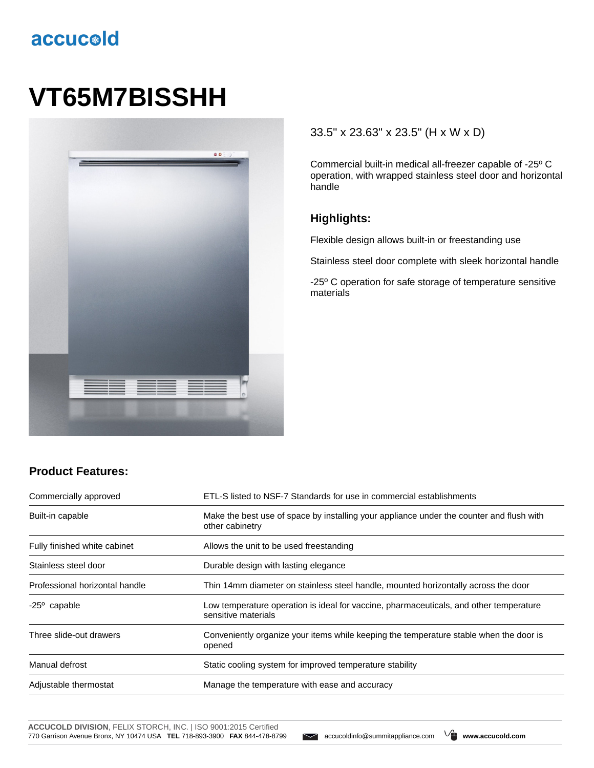accucold

# VT65M7BISSHH

33.5" x 23.63" x 23.5" (H x W x D)

Commercial built-in medical all-freezer capable of -25º C operation, with wrapped stainless steel door and horizontal handle

## Highlights:

Flexible design allows built-in or freestanding use

Stainless steel door complete with sleek horizontal handle

-25º C operation for safe storage of temperature sensitive materials

## Product Features:

| | |
|---|---|
| Commercially approved | ETL-S listed to NSF-7 Standards for use in commercial establishments |
| Built-in capable | Make the best use of space by installing your appliance under the counter and flush with other cabinetry |
| Fully finished white cabinet | Allows the unit to be used freestanding |
| Stainless steel door | Durable design with lasting elegance |
| Professional horizontal handle | Thin 14mm diameter on stainless steel handle, mounted horizontally across the door |
| -25º capable | Low temperature operation is ideal for vaccine, pharmaceuticals, and other temperature sensitive materials |
| Three slide-out drawers | Conveniently organize your items while keeping the temperature stable when the door is opened |
| Manual defrost | Static cooling system for improved temperature stability |
| Adjustable thermostat | Manage the temperature with ease and accuracy |

**ACCUCOLD DIVISION**, FELIX STORCH, INC. | ISO 9001:2015 Certified
770 Garrison Avenue Bronx, NY 10474 USA **TEL** 718-893-3900 **FAX** 844-478-8799 accucoldinfo@summitappliance.com **www.accucold.com**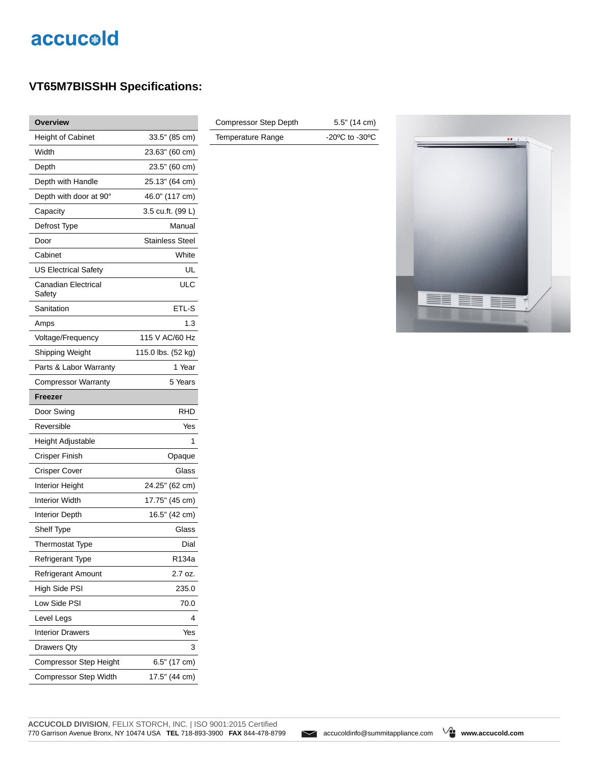# accucold

## VT65M7BISSHH Specifications:

| | |
|---|---|
| **Overview** | |
| Height of Cabinet | 33.5" (85 cm) |
| Width | 23.63" (60 cm) |
| Depth | 23.5" (60 cm) |
| Depth with Handle | 25.13" (64 cm) |
| Depth with door at 90° | 46.0" (117 cm) |
| Capacity | 3.5 cu.ft. (99 L) |
| Defrost Type | Manual |
| Door | Stainless Steel |
| Cabinet | White |
| US Electrical Safety | UL |
| Canadian Electrical Safety | ULC |
| Sanitation | ETL-S |
| Amps | 1.3 |
| Voltage/Frequency | 115 V AC/60 Hz |
| Shipping Weight | 115.0 lbs. (52 kg) |
| Parts & Labor Warranty | 1 Year |
| Compressor Warranty | 5 Years |
| **Freezer** | |
| Door Swing | RHD |
| Reversible | Yes |
| Height Adjustable | 1 |
| Crisper Finish | Opaque |
| Crisper Cover | Glass |
| Interior Height | 24.25" (62 cm) |
| Interior Width | 17.75" (45 cm) |
| Interior Depth | 16.5" (42 cm) |
| Shelf Type | Glass |
| Thermostat Type | Dial |
| Refrigerant Type | R134a |
| Refrigerant Amount | 2.7 oz. |
| High Side PSI | 235.0 |
| Low Side PSI | 70.0 |
| Level Legs | 4 |
| Interior Drawers | Yes |
| Drawers Qty | 3 |
| Compressor Step Height | 6.5" (17 cm) |
| Compressor Step Width | 17.5" (44 cm) |
| Compressor Step Depth | 5.5" (14 cm) |
| Temperature Range | -20ºC to -30ºC |

**ACCUCOLD DIVISION**, FELIX STORCH, INC. | ISO 9001:2015 Certified
770 Garrison Avenue Bronx, NY 10474 USA **TEL** 718-893-3900 **FAX** 844-478-8799 accucoldinfo@summitappliance.com **www.accucold.com**